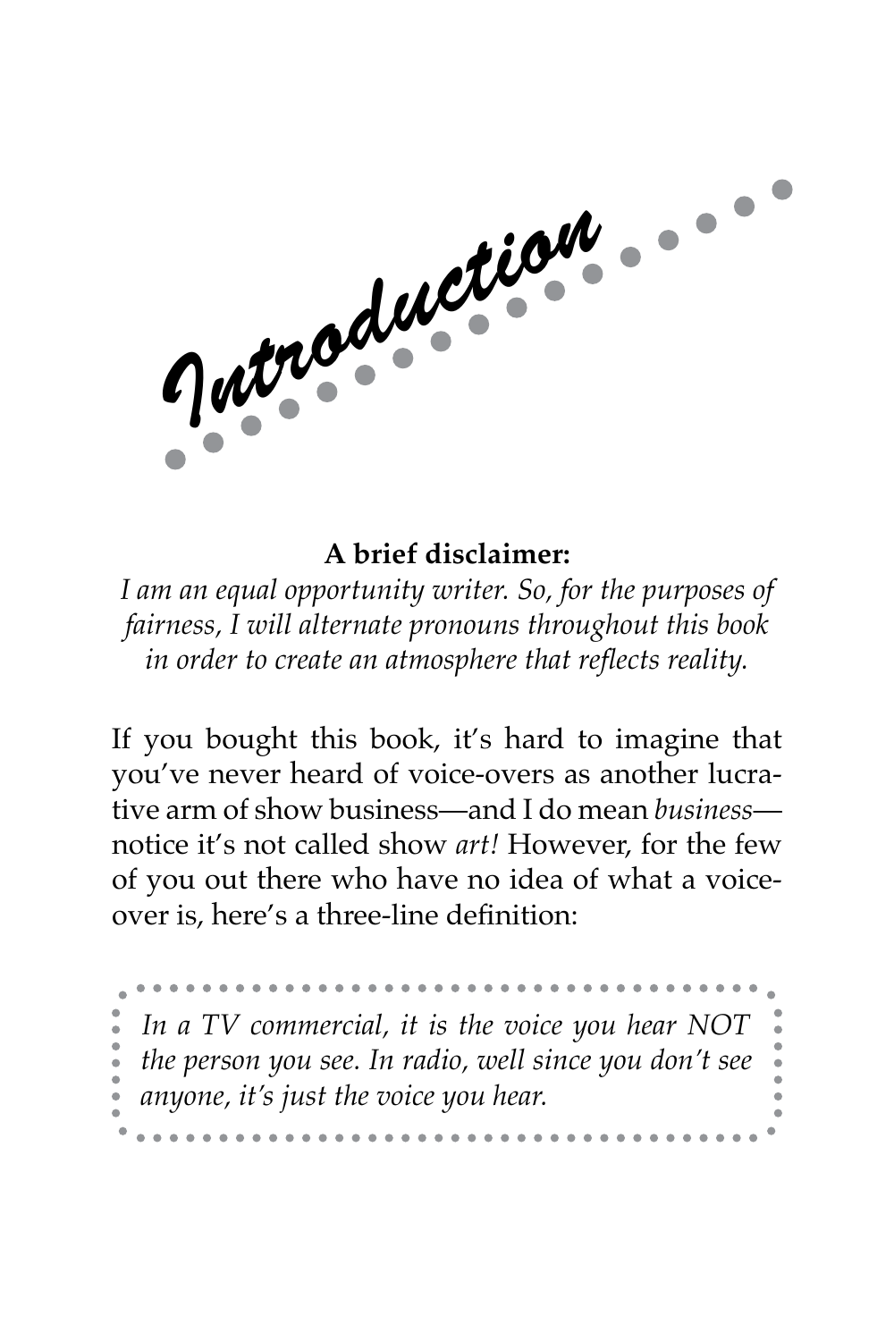# Introduction

**A brief disclaimer:**

*I am an equal opportunity writer. So, for the purposes of fairness, I will alternate pronouns throughout this book in order to create an atmosphere that reflects reality.*

If you bought this book, it's hard to imagine that you've never heard of voice-overs as another lucrative arm of show business—and I do mean *business*—notice it's not called show *art!* However, for the few of you out there who have no idea of what a voice-over is, here's a three-line definition:

> *In a TV commercial, it is the voice you hear NOT the person you see. In radio, well since you don't see anyone, it's just the voice you hear.*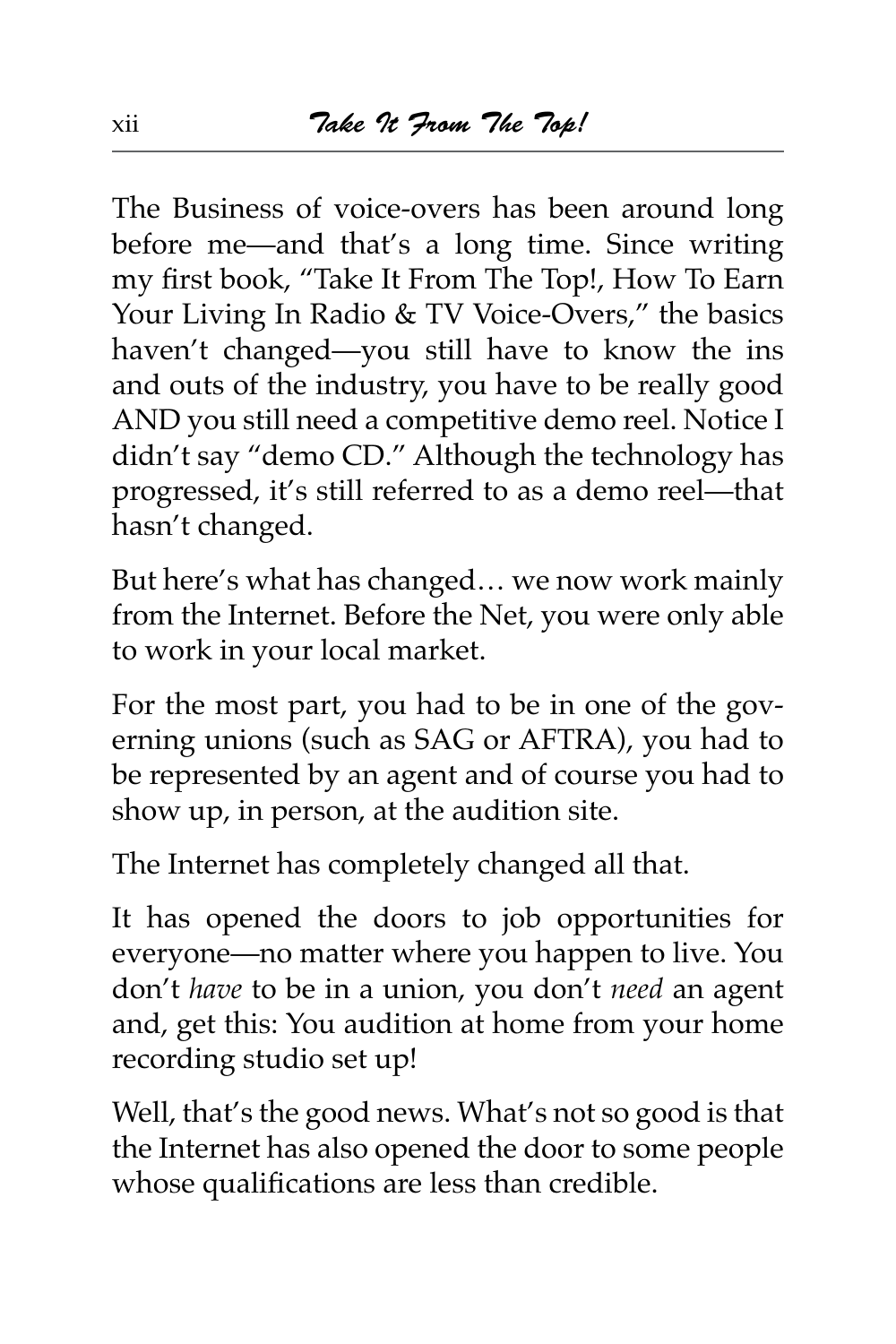The Business of voice-overs has been around long before me—and that's a long time. Since writing my first book, "Take It From The Top!, How To Earn Your Living In Radio & TV Voice-Overs," the basics haven't changed—you still have to know the ins and outs of the industry, you have to be really good AND you still need a competitive demo reel. Notice I didn't say "demo CD." Although the technology has progressed, it's still referred to as a demo reel—that hasn't changed.

But here's what has changed… we now work mainly from the Internet. Before the Net, you were only able to work in your local market.

For the most part, you had to be in one of the governing unions (such as SAG or AFTRA), you had to be represented by an agent and of course you had to show up, in person, at the audition site.

The Internet has completely changed all that.

It has opened the doors to job opportunities for everyone—no matter where you happen to live. You don't *have* to be in a union, you don't *need* an agent and, get this: You audition at home from your home recording studio set up!

Well, that's the good news. What's not so good is that the Internet has also opened the door to some people whose qualifications are less than credible.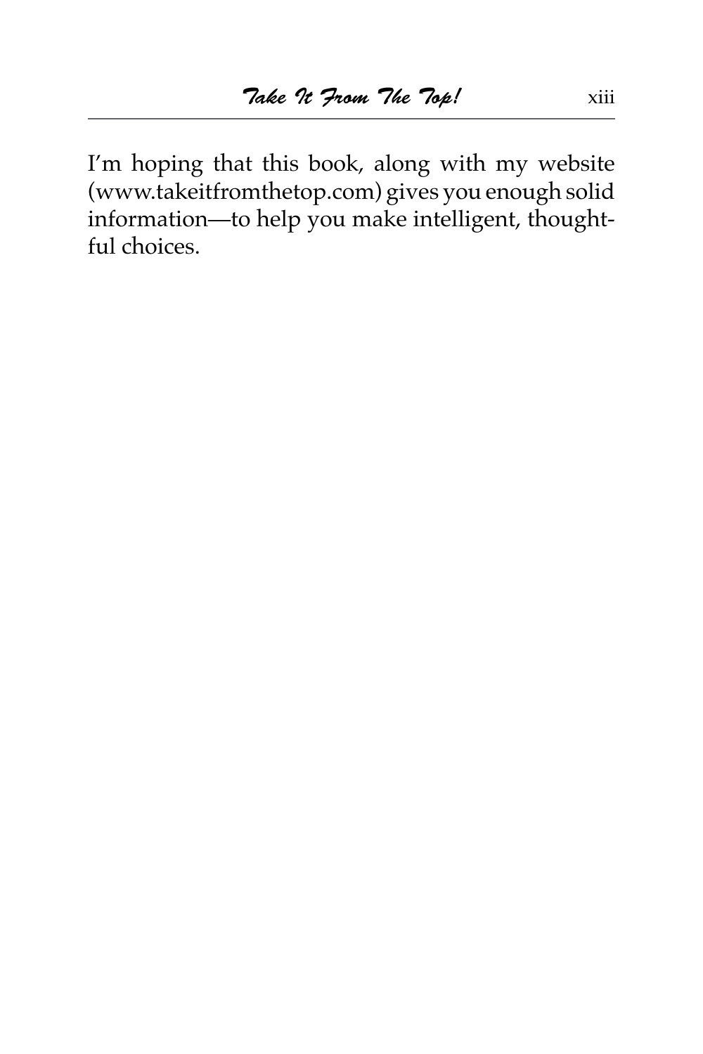I'm hoping that this book, along with my website (www.takeitfromthetop.com) gives you enough solid information—to help you make intelligent, thoughtful choices.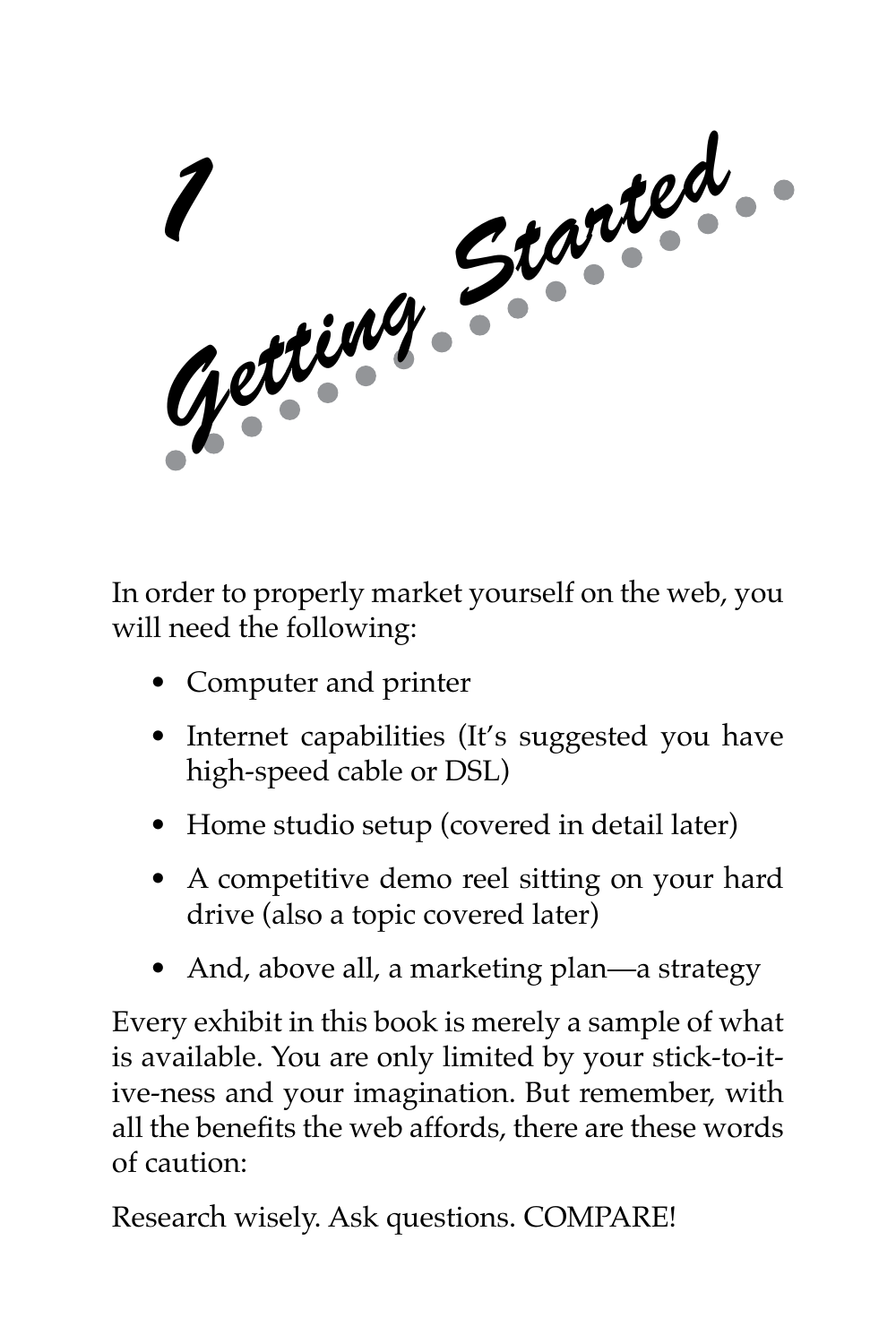# 1 Getting Started

In order to properly market yourself on the web, you will need the following:

- Computer and printer
- Internet capabilities (It's suggested you have high-speed cable or DSL)
- Home studio setup (covered in detail later)
- A competitive demo reel sitting on your hard drive (also a topic covered later)
- And, above all, a marketing plan—a strategy

Every exhibit in this book is merely a sample of what is available. You are only limited by your stick-to-it-ive-ness and your imagination. But remember, with all the benefits the web affords, there are these words of caution:

Research wisely. Ask questions. COMPARE!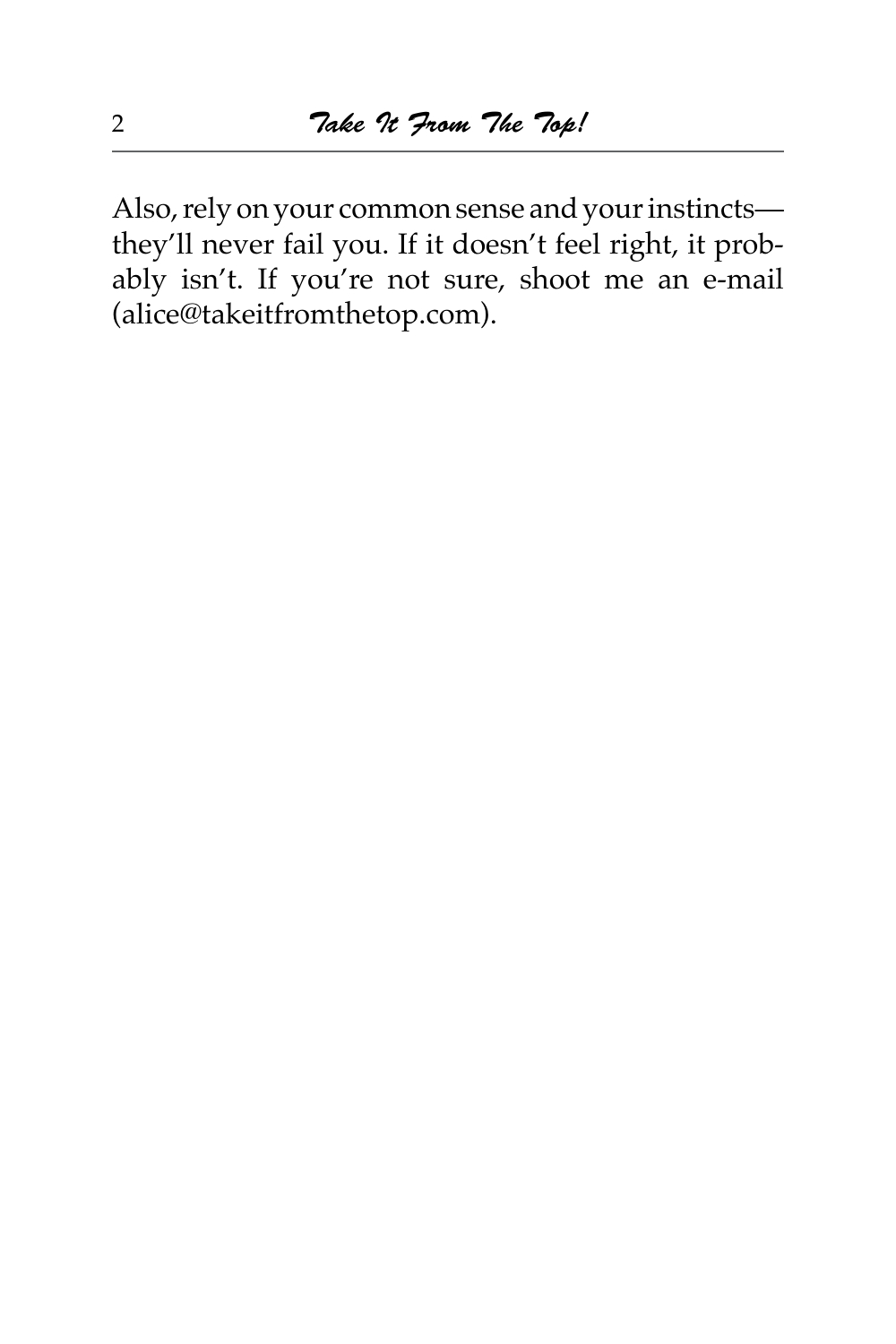Also, rely on your common sense and your instincts—they'll never fail you. If it doesn't feel right, it probably isn't. If you're not sure, shoot me an e-mail (alice@takeitfromthetop.com).